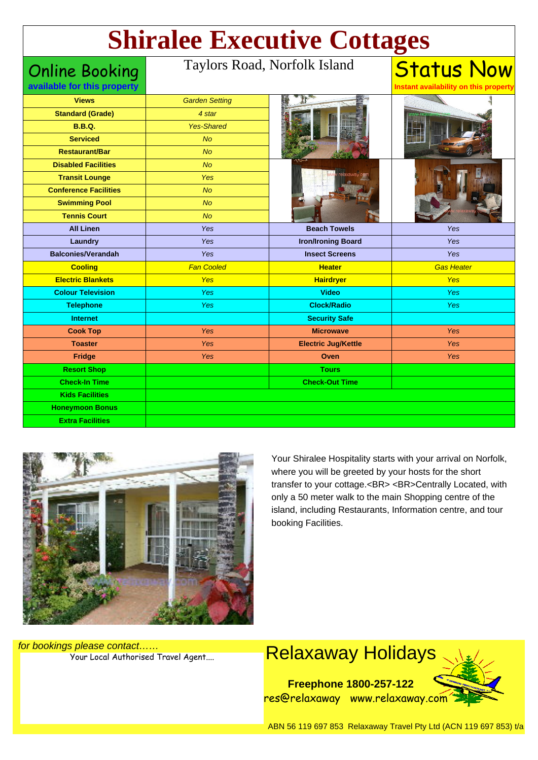# Shiralee Executive Cottages

**Online Booking**
**available for this property**

Taylors Road, Norfolk Island

**Status Now**
**Instant availability on this property**

| Views | Garden Setting | | |
|---|---|---|---|
| Standard (Grade) | 4 star | | |
| B.B.Q. | Yes-Shared | | |
| Serviced | No | | |
| Restaurant/Bar | No | | |
| Disabled Facilities | No | | |
| Transit Lounge | Yes | | |
| Conference Facilities | No | | |
| Swimming Pool | No | | |
| Tennis Court | No | | |
| All Linen | Yes | Beach Towels | Yes |
| Laundry | Yes | Iron/Ironing Board | Yes |
| Balconies/Verandah | Yes | Insect Screens | Yes |
| Cooling | Fan Cooled | Heater | Gas Heater |
| Electric Blankets | Yes | Hairdryer | Yes |
| Colour Television | Yes | Video | Yes |
| Telephone | Yes | Clock/Radio | Yes |
| Internet | | Security Safe | |
| Cook Top | Yes | Microwave | Yes |
| Toaster | Yes | Electric Jug/Kettle | Yes |
| Fridge | Yes | Oven | Yes |
| Resort Shop | | Tours | |
| Check-In Time | | Check-Out Time | |
| Kids Facilities | | | |
| Honeymoon Bonus | | | |
| Extra Facilities | | | |

Your Shiralee Hospitality starts with your arrival on Norfolk, where you will be greeted by your hosts for the short transfer to your cottage.<BR> <BR>Centrally Located, with only a 50 meter walk to the main Shopping centre of the island, including Restaurants, Information centre, and tour booking Facilities.

*for bookings please contact……*
Your Local Authorised Travel Agent....

## Relaxaway Holidays

**Freephone 1800-257-122**
res@relaxaway www.relaxaway.com

ABN 56 119 697 853 Relaxaway Travel Pty Ltd (ACN 119 697 853) t/a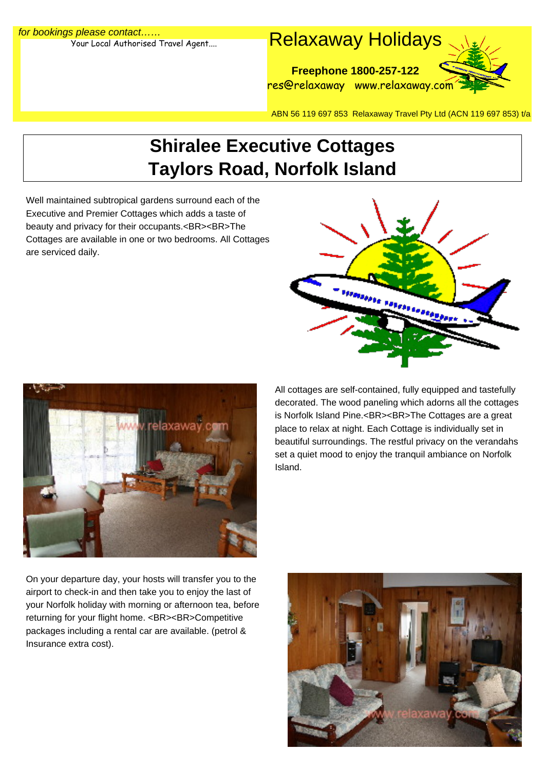*for bookings please contact……*

Your Local Authorised Travel Agent....

Relaxaway Holidays

**Freephone 1800-257-122**

res@relaxaway www.relaxaway.com

ABN 56 119 697 853 Relaxaway Travel Pty Ltd (ACN 119 697 853) t/a

# Shiralee Executive Cottages
# Taylors Road, Norfolk Island

Well maintained subtropical gardens surround each of the Executive and Premier Cottages which adds a taste of beauty and privacy for their occupants.<BR><BR>The Cottages are available in one or two bedrooms. All Cottages are serviced daily.

All cottages are self-contained, fully equipped and tastefully decorated. The wood paneling which adorns all the cottages is Norfolk Island Pine.<BR><BR>The Cottages are a great place to relax at night. Each Cottage is individually set in beautiful surroundings. The restful privacy on the verandahs set a quiet mood to enjoy the tranquil ambiance on Norfolk Island.

On your departure day, your hosts will transfer you to the airport to check-in and then take you to enjoy the last of your Norfolk holiday with morning or afternoon tea, before returning for your flight home. <BR><BR>Competitive packages including a rental car are available. (petrol & Insurance extra cost).